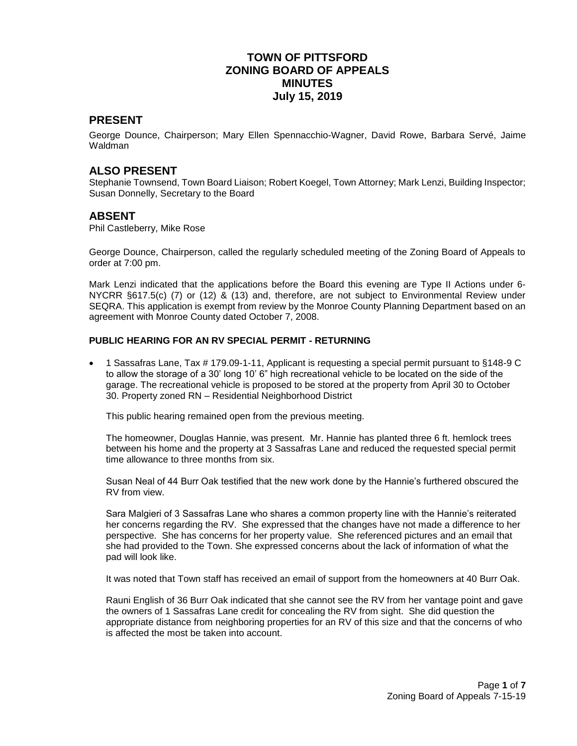# TOWN OF PITTSFORD
# ZONING BOARD OF APPEALS
# MINUTES
# July 15, 2019

## PRESENT

George Dounce, Chairperson; Mary Ellen Spennacchio-Wagner, David Rowe, Barbara Servé, Jaime Waldman

## ALSO PRESENT

Stephanie Townsend, Town Board Liaison; Robert Koegel, Town Attorney; Mark Lenzi, Building Inspector; Susan Donnelly, Secretary to the Board

## ABSENT

Phil Castleberry, Mike Rose

George Dounce, Chairperson, called the regularly scheduled meeting of the Zoning Board of Appeals to order at 7:00 pm.

Mark Lenzi indicated that the applications before the Board this evening are Type II Actions under 6-NYCRR §617.5(c) (7) or (12) & (13) and, therefore, are not subject to Environmental Review under SEQRA. This application is exempt from review by the Monroe County Planning Department based on an agreement with Monroe County dated October 7, 2008.

### PUBLIC HEARING FOR AN RV SPECIAL PERMIT - RETURNING

- 1 Sassafras Lane, Tax # 179.09-1-11, Applicant is requesting a special permit pursuant to §148-9 C to allow the storage of a 30' long 10' 6" high recreational vehicle to be located on the side of the garage. The recreational vehicle is proposed to be stored at the property from April 30 to October 30. Property zoned RN – Residential Neighborhood District

  This public hearing remained open from the previous meeting.

  The homeowner, Douglas Hannie, was present. Mr. Hannie has planted three 6 ft. hemlock trees between his home and the property at 3 Sassafras Lane and reduced the requested special permit time allowance to three months from six.

  Susan Neal of 44 Burr Oak testified that the new work done by the Hannie's furthered obscured the RV from view.

  Sara Malgieri of 3 Sassafras Lane who shares a common property line with the Hannie's reiterated her concerns regarding the RV. She expressed that the changes have not made a difference to her perspective. She has concerns for her property value. She referenced pictures and an email that she had provided to the Town. She expressed concerns about the lack of information of what the pad will look like.

  It was noted that Town staff has received an email of support from the homeowners at 40 Burr Oak.

  Rauni English of 36 Burr Oak indicated that she cannot see the RV from her vantage point and gave the owners of 1 Sassafras Lane credit for concealing the RV from sight. She did question the appropriate distance from neighboring properties for an RV of this size and that the concerns of who is affected the most be taken into account.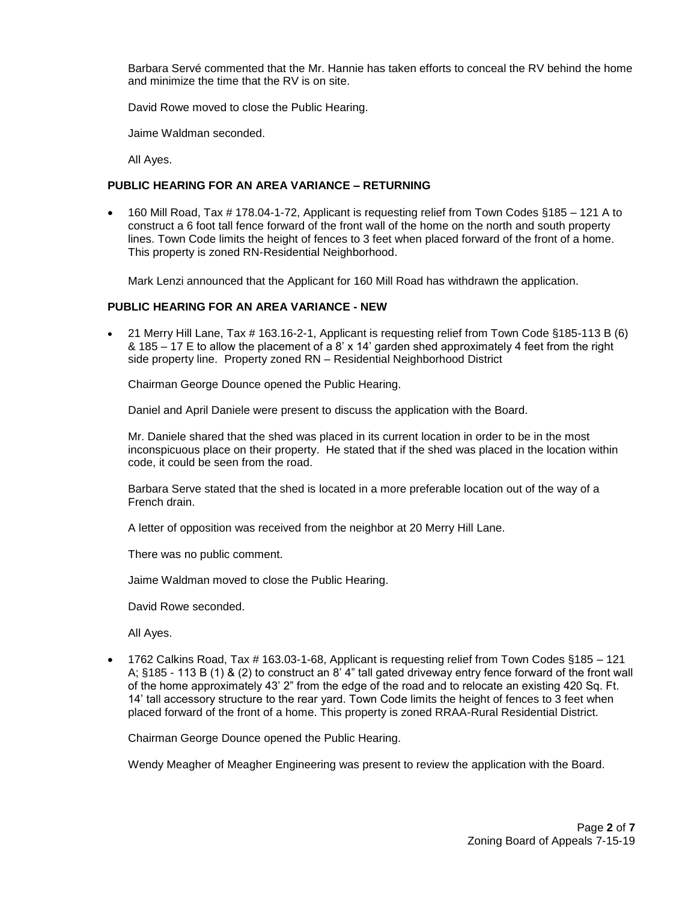Barbara Servé commented that the Mr. Hannie has taken efforts to conceal the RV behind the home and minimize the time that the RV is on site.

David Rowe moved to close the Public Hearing.

Jaime Waldman seconded.

All Ayes.

**PUBLIC HEARING FOR AN AREA VARIANCE – RETURNING**

- 160 Mill Road, Tax # 178.04-1-72, Applicant is requesting relief from Town Codes §185 – 121 A to construct a 6 foot tall fence forward of the front wall of the home on the north and south property lines. Town Code limits the height of fences to 3 feet when placed forward of the front of a home. This property is zoned RN-Residential Neighborhood.

  Mark Lenzi announced that the Applicant for 160 Mill Road has withdrawn the application.

**PUBLIC HEARING FOR AN AREA VARIANCE - NEW**

- 21 Merry Hill Lane, Tax # 163.16-2-1, Applicant is requesting relief from Town Code §185-113 B (6) & 185 – 17 E to allow the placement of a 8' x 14' garden shed approximately 4 feet from the right side property line. Property zoned RN – Residential Neighborhood District

  Chairman George Dounce opened the Public Hearing.

  Daniel and April Daniele were present to discuss the application with the Board.

  Mr. Daniele shared that the shed was placed in its current location in order to be in the most inconspicuous place on their property. He stated that if the shed was placed in the location within code, it could be seen from the road.

  Barbara Serve stated that the shed is located in a more preferable location out of the way of a French drain.

  A letter of opposition was received from the neighbor at 20 Merry Hill Lane.

  There was no public comment.

  Jaime Waldman moved to close the Public Hearing.

  David Rowe seconded.

  All Ayes.

- 1762 Calkins Road, Tax # 163.03-1-68, Applicant is requesting relief from Town Codes §185 – 121 A; §185 - 113 B (1) & (2) to construct an 8' 4" tall gated driveway entry fence forward of the front wall of the home approximately 43' 2" from the edge of the road and to relocate an existing 420 Sq. Ft. 14' tall accessory structure to the rear yard. Town Code limits the height of fences to 3 feet when placed forward of the front of a home. This property is zoned RRAA-Rural Residential District.

  Chairman George Dounce opened the Public Hearing.

  Wendy Meagher of Meagher Engineering was present to review the application with the Board.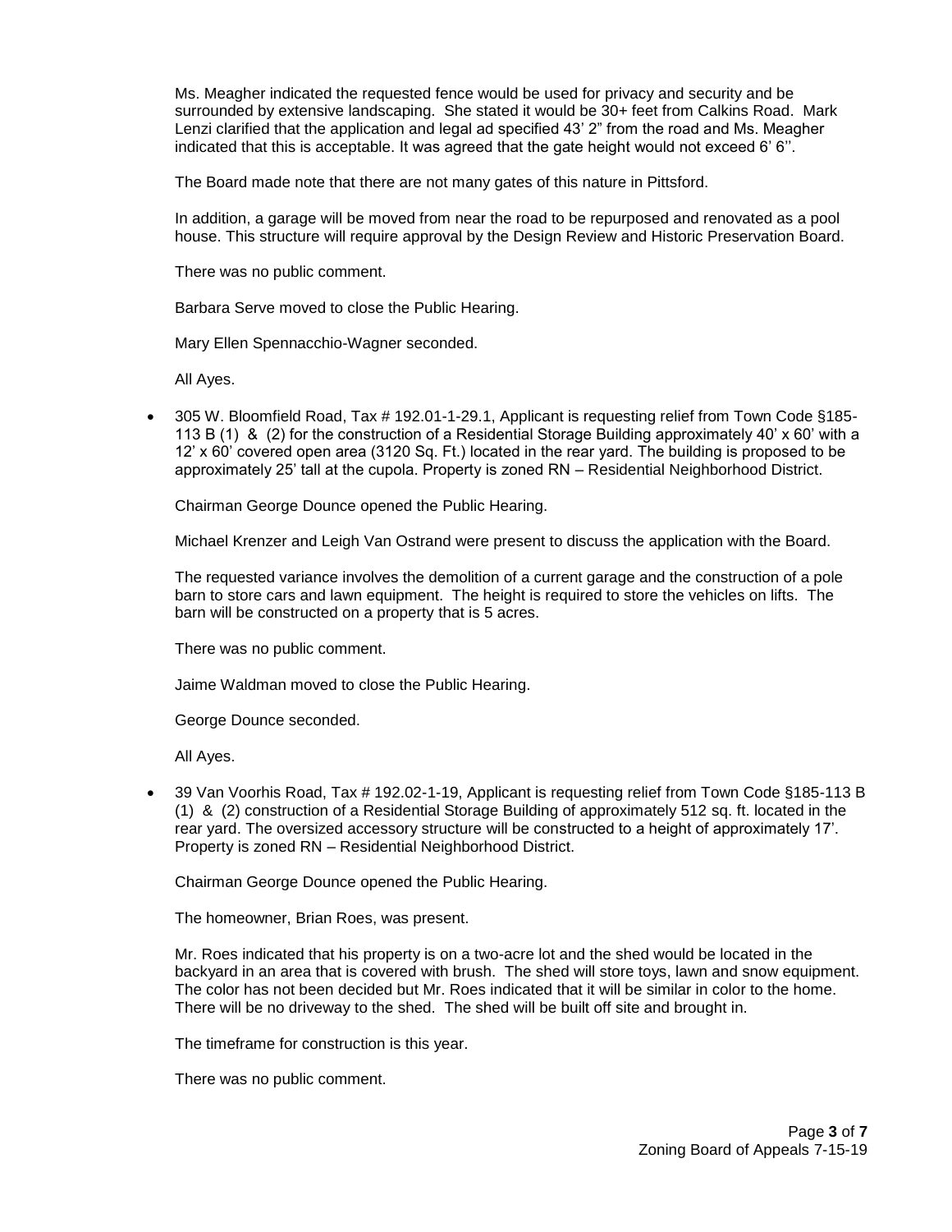Ms. Meagher indicated the requested fence would be used for privacy and security and be surrounded by extensive landscaping. She stated it would be 30+ feet from Calkins Road. Mark Lenzi clarified that the application and legal ad specified 43' 2" from the road and Ms. Meagher indicated that this is acceptable. It was agreed that the gate height would not exceed 6' 6''.

The Board made note that there are not many gates of this nature in Pittsford.

In addition, a garage will be moved from near the road to be repurposed and renovated as a pool house. This structure will require approval by the Design Review and Historic Preservation Board.

There was no public comment.

Barbara Serve moved to close the Public Hearing.

Mary Ellen Spennacchio-Wagner seconded.

All Ayes.

- 305 W. Bloomfield Road, Tax # 192.01-1-29.1, Applicant is requesting relief from Town Code §185-113 B (1) & (2) for the construction of a Residential Storage Building approximately 40' x 60' with a 12' x 60' covered open area (3120 Sq. Ft.) located in the rear yard. The building is proposed to be approximately 25' tall at the cupola. Property is zoned RN – Residential Neighborhood District.

Chairman George Dounce opened the Public Hearing.

Michael Krenzer and Leigh Van Ostrand were present to discuss the application with the Board.

The requested variance involves the demolition of a current garage and the construction of a pole barn to store cars and lawn equipment. The height is required to store the vehicles on lifts. The barn will be constructed on a property that is 5 acres.

There was no public comment.

Jaime Waldman moved to close the Public Hearing.

George Dounce seconded.

All Ayes.

- 39 Van Voorhis Road, Tax # 192.02-1-19, Applicant is requesting relief from Town Code §185-113 B (1) & (2) construction of a Residential Storage Building of approximately 512 sq. ft. located in the rear yard. The oversized accessory structure will be constructed to a height of approximately 17'. Property is zoned RN – Residential Neighborhood District.

Chairman George Dounce opened the Public Hearing.

The homeowner, Brian Roes, was present.

Mr. Roes indicated that his property is on a two-acre lot and the shed would be located in the backyard in an area that is covered with brush. The shed will store toys, lawn and snow equipment. The color has not been decided but Mr. Roes indicated that it will be similar in color to the home. There will be no driveway to the shed. The shed will be built off site and brought in.

The timeframe for construction is this year.

There was no public comment.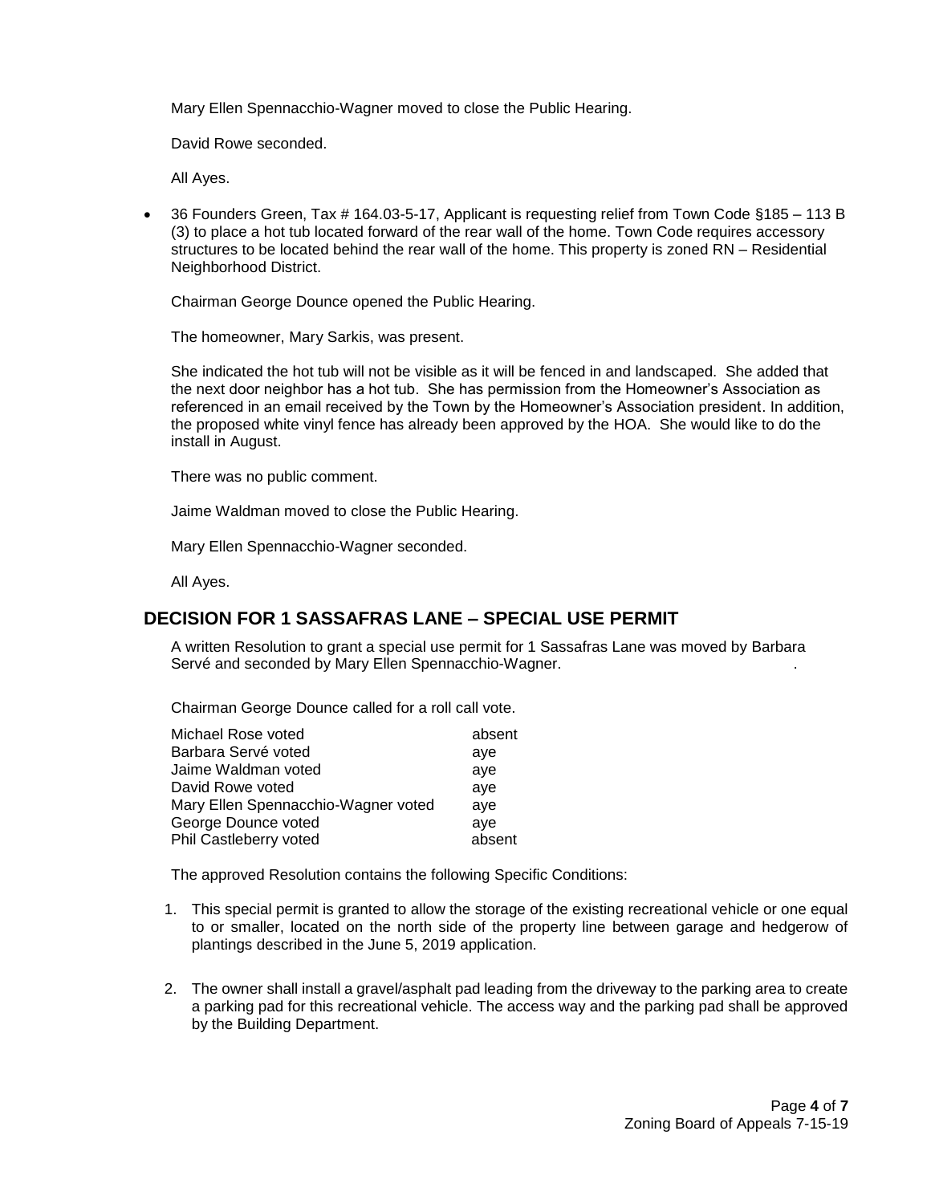Mary Ellen Spennacchio-Wagner moved to close the Public Hearing.

David Rowe seconded.

All Ayes.

- 36 Founders Green, Tax # 164.03-5-17, Applicant is requesting relief from Town Code §185 – 113 B (3) to place a hot tub located forward of the rear wall of the home. Town Code requires accessory structures to be located behind the rear wall of the home. This property is zoned RN – Residential Neighborhood District.

  Chairman George Dounce opened the Public Hearing.

  The homeowner, Mary Sarkis, was present.

  She indicated the hot tub will not be visible as it will be fenced in and landscaped. She added that the next door neighbor has a hot tub. She has permission from the Homeowner's Association as referenced in an email received by the Town by the Homeowner's Association president. In addition, the proposed white vinyl fence has already been approved by the HOA. She would like to do the install in August.

  There was no public comment.

  Jaime Waldman moved to close the Public Hearing.

  Mary Ellen Spennacchio-Wagner seconded.

  All Ayes.

## DECISION FOR 1 SASSAFRAS LANE – SPECIAL USE PERMIT

A written Resolution to grant a special use permit for 1 Sassafras Lane was moved by Barbara Servé and seconded by Mary Ellen Spennacchio-Wagner.

Chairman George Dounce called for a roll call vote.

| | |
|---|---|
| Michael Rose voted | absent |
| Barbara Servé voted | aye |
| Jaime Waldman voted | aye |
| David Rowe voted | aye |
| Mary Ellen Spennacchio-Wagner voted | aye |
| George Dounce voted | aye |
| Phil Castleberry voted | absent |

The approved Resolution contains the following Specific Conditions:

1. This special permit is granted to allow the storage of the existing recreational vehicle or one equal to or smaller, located on the north side of the property line between garage and hedgerow of plantings described in the June 5, 2019 application.

2. The owner shall install a gravel/asphalt pad leading from the driveway to the parking area to create a parking pad for this recreational vehicle. The access way and the parking pad shall be approved by the Building Department.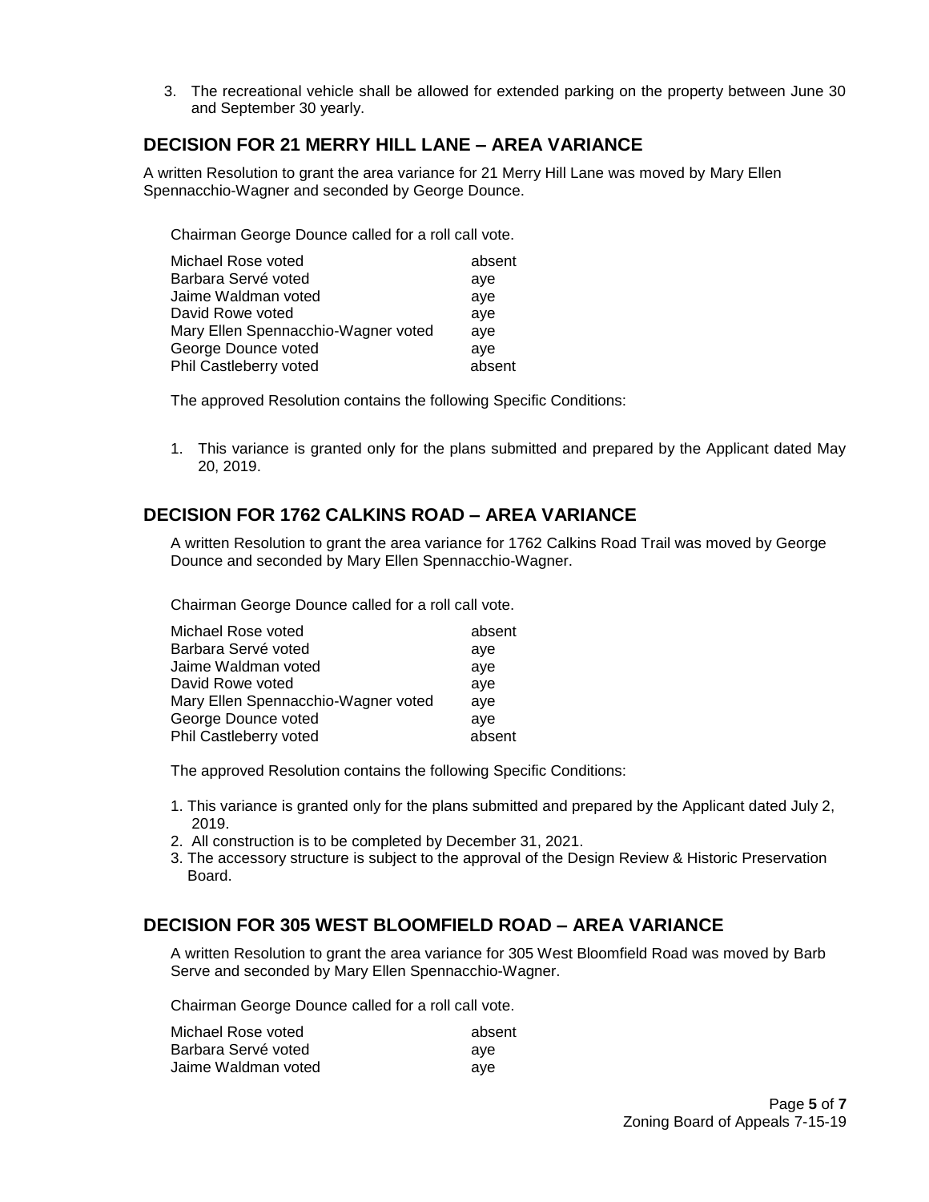3. The recreational vehicle shall be allowed for extended parking on the property between June 30 and September 30 yearly.

## DECISION FOR 21 MERRY HILL LANE – AREA VARIANCE

A written Resolution to grant the area variance for 21 Merry Hill Lane was moved by Mary Ellen Spennacchio-Wagner and seconded by George Dounce.

Chairman George Dounce called for a roll call vote.

| | |
|---|---|
| Michael Rose voted | absent |
| Barbara Servé voted | aye |
| Jaime Waldman voted | aye |
| David Rowe voted | aye |
| Mary Ellen Spennacchio-Wagner voted | aye |
| George Dounce voted | aye |
| Phil Castleberry voted | absent |

The approved Resolution contains the following Specific Conditions:

1. This variance is granted only for the plans submitted and prepared by the Applicant dated May 20, 2019.

## DECISION FOR 1762 CALKINS ROAD – AREA VARIANCE

A written Resolution to grant the area variance for 1762 Calkins Road Trail was moved by George Dounce and seconded by Mary Ellen Spennacchio-Wagner.

Chairman George Dounce called for a roll call vote.

| | |
|---|---|
| Michael Rose voted | absent |
| Barbara Servé voted | aye |
| Jaime Waldman voted | aye |
| David Rowe voted | aye |
| Mary Ellen Spennacchio-Wagner voted | aye |
| George Dounce voted | aye |
| Phil Castleberry voted | absent |

The approved Resolution contains the following Specific Conditions:

1. This variance is granted only for the plans submitted and prepared by the Applicant dated July 2, 2019.
2. All construction is to be completed by December 31, 2021.
3. The accessory structure is subject to the approval of the Design Review & Historic Preservation Board.

## DECISION FOR 305 WEST BLOOMFIELD ROAD – AREA VARIANCE

A written Resolution to grant the area variance for 305 West Bloomfield Road was moved by Barb Serve and seconded by Mary Ellen Spennacchio-Wagner.

Chairman George Dounce called for a roll call vote.

| | |
|---|---|
| Michael Rose voted | absent |
| Barbara Servé voted | aye |
| Jaime Waldman voted | aye |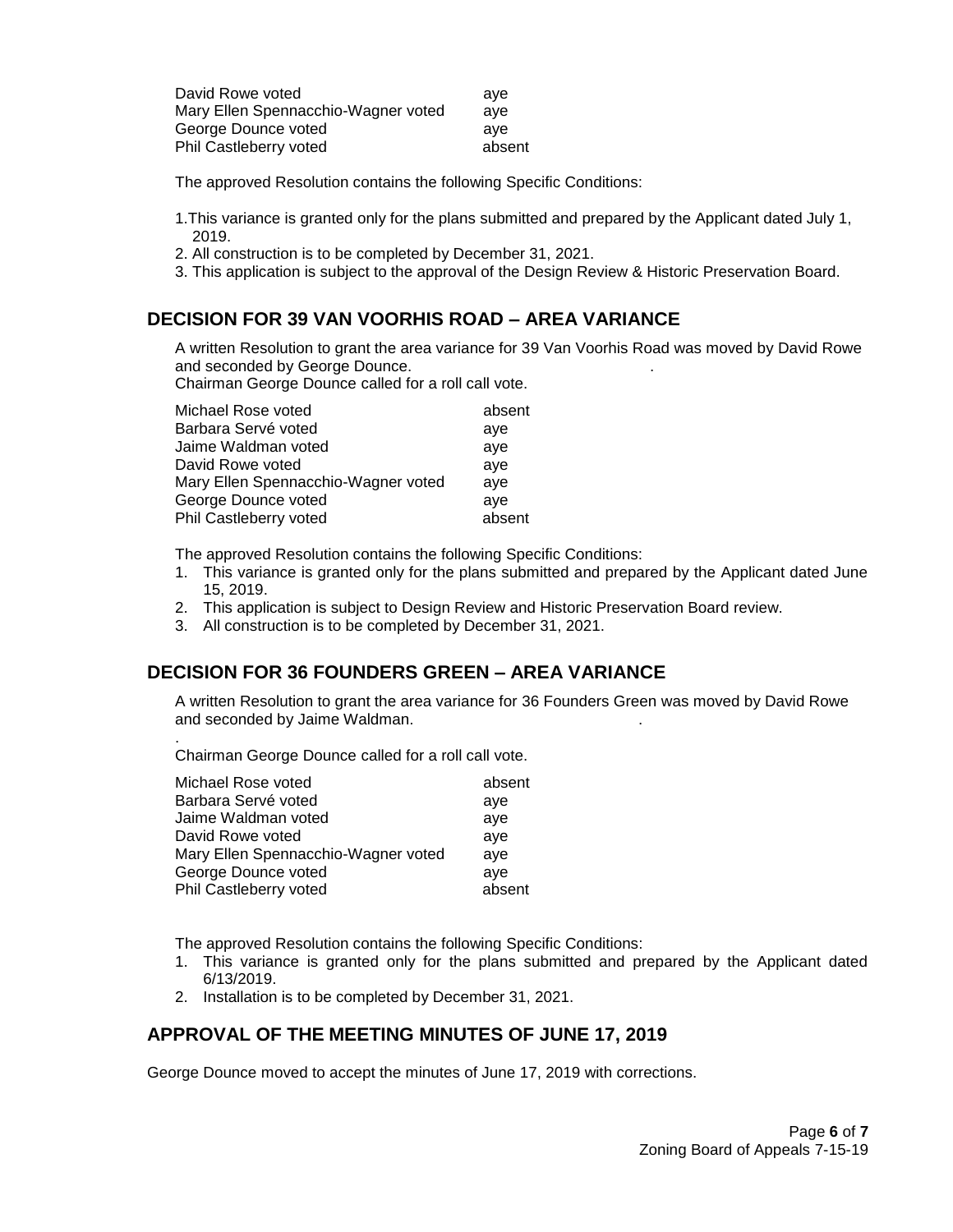| | |
|---|---|
| David Rowe voted | aye |
| Mary Ellen Spennacchio-Wagner voted | aye |
| George Dounce voted | aye |
| Phil Castleberry voted | absent |

The approved Resolution contains the following Specific Conditions:

1. This variance is granted only for the plans submitted and prepared by the Applicant dated July 1, 2019.
2. All construction is to be completed by December 31, 2021.
3. This application is subject to the approval of the Design Review & Historic Preservation Board.

## DECISION FOR 39 VAN VOORHIS ROAD – AREA VARIANCE

A written Resolution to grant the area variance for 39 Van Voorhis Road was moved by David Rowe and seconded by George Dounce.

Chairman George Dounce called for a roll call vote.

| | |
|---|---|
| Michael Rose voted | absent |
| Barbara Servé voted | aye |
| Jaime Waldman voted | aye |
| David Rowe voted | aye |
| Mary Ellen Spennacchio-Wagner voted | aye |
| George Dounce voted | aye |
| Phil Castleberry voted | absent |

The approved Resolution contains the following Specific Conditions:

1. This variance is granted only for the plans submitted and prepared by the Applicant dated June 15, 2019.
2. This application is subject to Design Review and Historic Preservation Board review.
3. All construction is to be completed by December 31, 2021.

## DECISION FOR 36 FOUNDERS GREEN – AREA VARIANCE

A written Resolution to grant the area variance for 36 Founders Green was moved by David Rowe and seconded by Jaime Waldman.

Chairman George Dounce called for a roll call vote.

| | |
|---|---|
| Michael Rose voted | absent |
| Barbara Servé voted | aye |
| Jaime Waldman voted | aye |
| David Rowe voted | aye |
| Mary Ellen Spennacchio-Wagner voted | aye |
| George Dounce voted | aye |
| Phil Castleberry voted | absent |

The approved Resolution contains the following Specific Conditions:

1. This variance is granted only for the plans submitted and prepared by the Applicant dated 6/13/2019.
2. Installation is to be completed by December 31, 2021.

## APPROVAL OF THE MEETING MINUTES OF JUNE 17, 2019

George Dounce moved to accept the minutes of June 17, 2019 with corrections.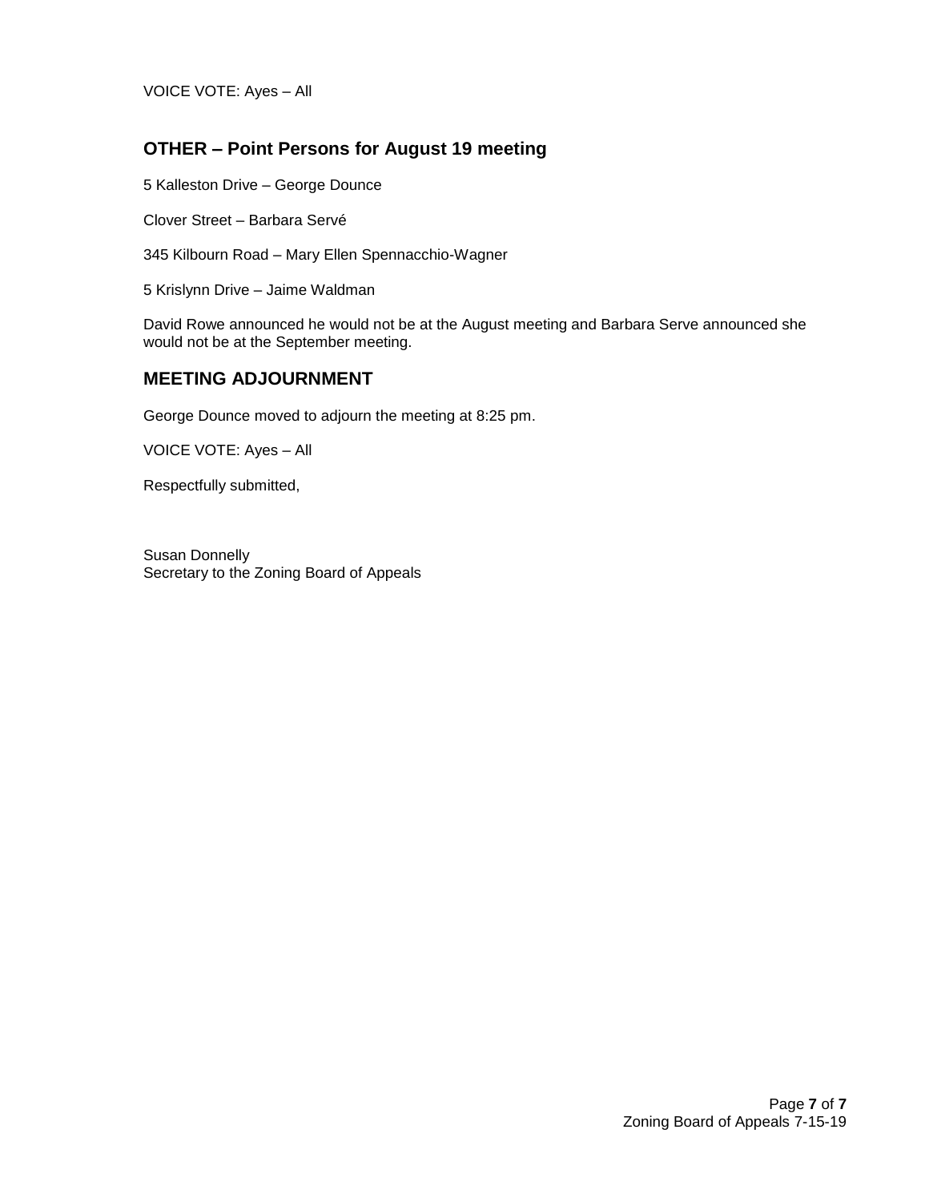VOICE VOTE: Ayes – All

## OTHER – Point Persons for August 19 meeting

5 Kalleston Drive – George Dounce

Clover Street – Barbara Servé

345 Kilbourn Road – Mary Ellen Spennacchio-Wagner

5 Krislynn Drive – Jaime Waldman

David Rowe announced he would not be at the August meeting and Barbara Serve announced she would not be at the September meeting.

## MEETING ADJOURNMENT

George Dounce moved to adjourn the meeting at 8:25 pm.

VOICE VOTE: Ayes – All

Respectfully submitted,

Susan Donnelly
Secretary to the Zoning Board of Appeals